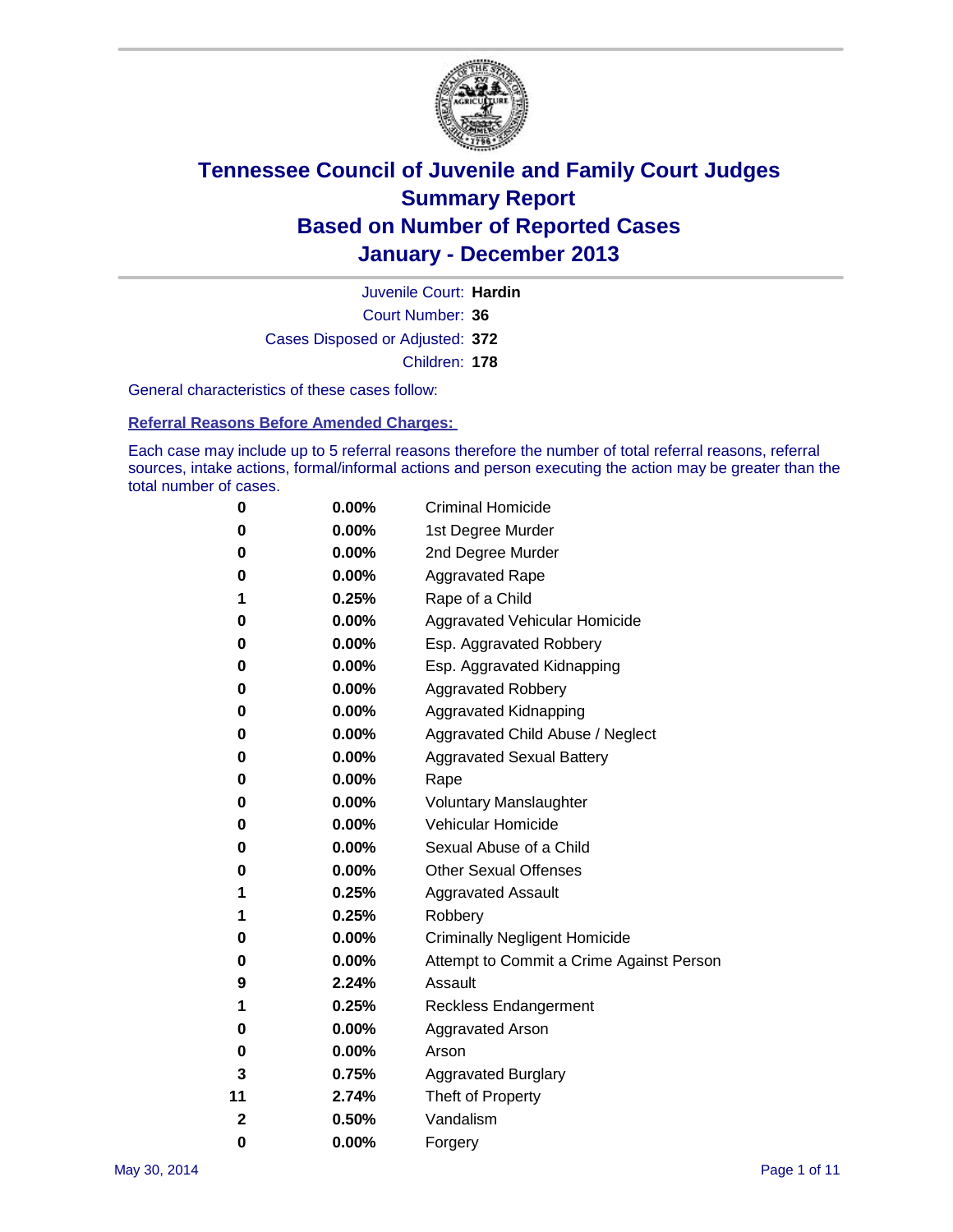# Tennessee Council of Juvenile and Family Court Judges
# Summary Report
# Based on Number of Reported Cases
# January - December 2013

Juvenile Court: **Hardin**

Court Number: **36**

Cases Disposed or Adjusted: **372**

Children: **178**

General characteristics of these cases follow:

**Referral Reasons Before Amended Charges:**

Each case may include up to 5 referral reasons therefore the number of total referral reasons, referral sources, intake actions, formal/informal actions and person executing the action may be greater than the total number of cases.

| | | |
|---|---|---|
| 0 | 0.00% | Criminal Homicide |
| 0 | 0.00% | 1st Degree Murder |
| 0 | 0.00% | 2nd Degree Murder |
| 0 | 0.00% | Aggravated Rape |
| 1 | 0.25% | Rape of a Child |
| 0 | 0.00% | Aggravated Vehicular Homicide |
| 0 | 0.00% | Esp. Aggravated Robbery |
| 0 | 0.00% | Esp. Aggravated Kidnapping |
| 0 | 0.00% | Aggravated Robbery |
| 0 | 0.00% | Aggravated Kidnapping |
| 0 | 0.00% | Aggravated Child Abuse / Neglect |
| 0 | 0.00% | Aggravated Sexual Battery |
| 0 | 0.00% | Rape |
| 0 | 0.00% | Voluntary Manslaughter |
| 0 | 0.00% | Vehicular Homicide |
| 0 | 0.00% | Sexual Abuse of a Child |
| 0 | 0.00% | Other Sexual Offenses |
| 1 | 0.25% | Aggravated Assault |
| 1 | 0.25% | Robbery |
| 0 | 0.00% | Criminally Negligent Homicide |
| 0 | 0.00% | Attempt to Commit a Crime Against Person |
| 9 | 2.24% | Assault |
| 1 | 0.25% | Reckless Endangerment |
| 0 | 0.00% | Aggravated Arson |
| 0 | 0.00% | Arson |
| 3 | 0.75% | Aggravated Burglary |
| 11 | 2.74% | Theft of Property |
| 2 | 0.50% | Vandalism |
| 0 | 0.00% | Forgery |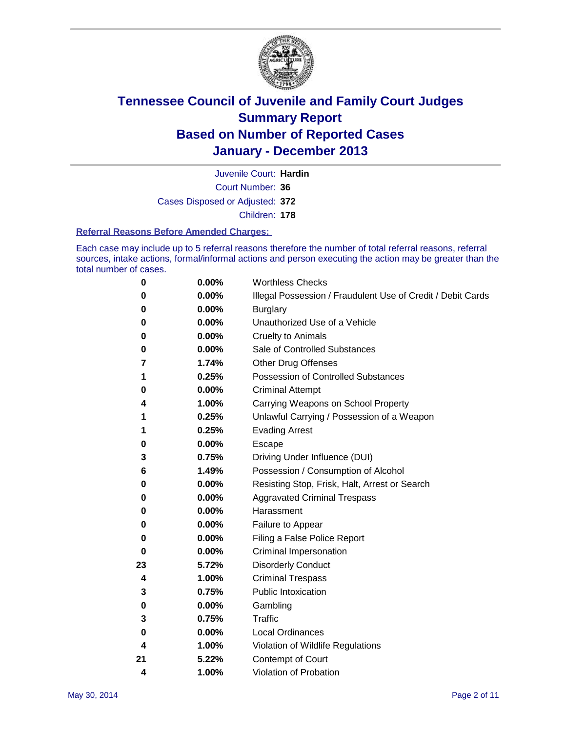# Tennessee Council of Juvenile and Family Court Judges
# Summary Report
# Based on Number of Reported Cases
# January - December 2013

Juvenile Court: **Hardin**

Court Number: **36**

Cases Disposed or Adjusted: **372**

Children: **178**

### Referral Reasons Before Amended Charges:

Each case may include up to 5 referral reasons therefore the number of total referral reasons, referral sources, intake actions, formal/informal actions and person executing the action may be greater than the total number of cases.

| Count | Percent | Referral Reason |
|---|---|---|
| 0 | 0.00% | Worthless Checks |
| 0 | 0.00% | Illegal Possession / Fraudulent Use of Credit / Debit Cards |
| 0 | 0.00% | Burglary |
| 0 | 0.00% | Unauthorized Use of a Vehicle |
| 0 | 0.00% | Cruelty to Animals |
| 0 | 0.00% | Sale of Controlled Substances |
| 7 | 1.74% | Other Drug Offenses |
| 1 | 0.25% | Possession of Controlled Substances |
| 0 | 0.00% | Criminal Attempt |
| 4 | 1.00% | Carrying Weapons on School Property |
| 1 | 0.25% | Unlawful Carrying / Possession of a Weapon |
| 1 | 0.25% | Evading Arrest |
| 0 | 0.00% | Escape |
| 3 | 0.75% | Driving Under Influence (DUI) |
| 6 | 1.49% | Possession / Consumption of Alcohol |
| 0 | 0.00% | Resisting Stop, Frisk, Halt, Arrest or Search |
| 0 | 0.00% | Aggravated Criminal Trespass |
| 0 | 0.00% | Harassment |
| 0 | 0.00% | Failure to Appear |
| 0 | 0.00% | Filing a False Police Report |
| 0 | 0.00% | Criminal Impersonation |
| 23 | 5.72% | Disorderly Conduct |
| 4 | 1.00% | Criminal Trespass |
| 3 | 0.75% | Public Intoxication |
| 0 | 0.00% | Gambling |
| 3 | 0.75% | Traffic |
| 0 | 0.00% | Local Ordinances |
| 4 | 1.00% | Violation of Wildlife Regulations |
| 21 | 5.22% | Contempt of Court |
| 4 | 1.00% | Violation of Probation |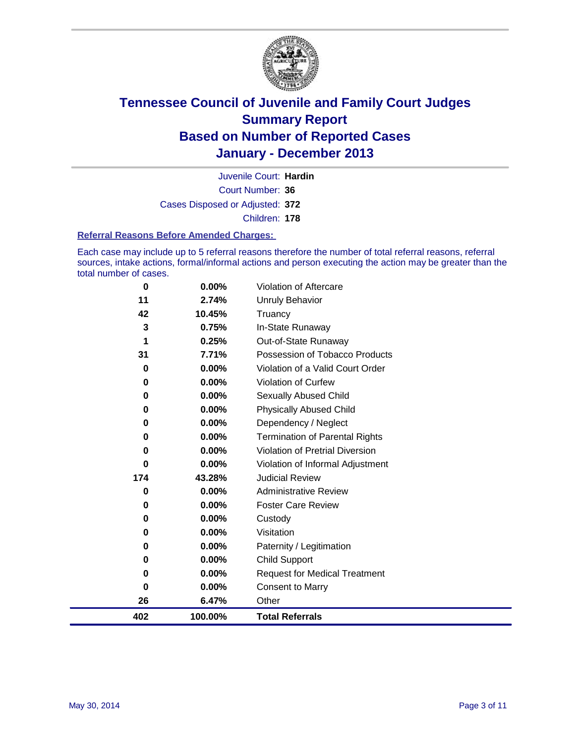# Tennessee Council of Juvenile and Family Court Judges
## Summary Report
## Based on Number of Reported Cases
## January - December 2013

Juvenile Court: **Hardin**

Court Number: **36**

Cases Disposed or Adjusted: **372**

Children: **178**

### Referral Reasons Before Amended Charges:

Each case may include up to 5 referral reasons therefore the number of total referral reasons, referral sources, intake actions, formal/informal actions and person executing the action may be greater than the total number of cases.

| Count | Percent | Referral Reason |
|---|---|---|
| 0 | 0.00% | Violation of Aftercare |
| 11 | 2.74% | Unruly Behavior |
| 42 | 10.45% | Truancy |
| 3 | 0.75% | In-State Runaway |
| 1 | 0.25% | Out-of-State Runaway |
| 31 | 7.71% | Possession of Tobacco Products |
| 0 | 0.00% | Violation of a Valid Court Order |
| 0 | 0.00% | Violation of Curfew |
| 0 | 0.00% | Sexually Abused Child |
| 0 | 0.00% | Physically Abused Child |
| 0 | 0.00% | Dependency / Neglect |
| 0 | 0.00% | Termination of Parental Rights |
| 0 | 0.00% | Violation of Pretrial Diversion |
| 0 | 0.00% | Violation of Informal Adjustment |
| 174 | 43.28% | Judicial Review |
| 0 | 0.00% | Administrative Review |
| 0 | 0.00% | Foster Care Review |
| 0 | 0.00% | Custody |
| 0 | 0.00% | Visitation |
| 0 | 0.00% | Paternity / Legitimation |
| 0 | 0.00% | Child Support |
| 0 | 0.00% | Request for Medical Treatment |
| 0 | 0.00% | Consent to Marry |
| 26 | 6.47% | Other |
| **402** | **100.00%** | **Total Referrals** |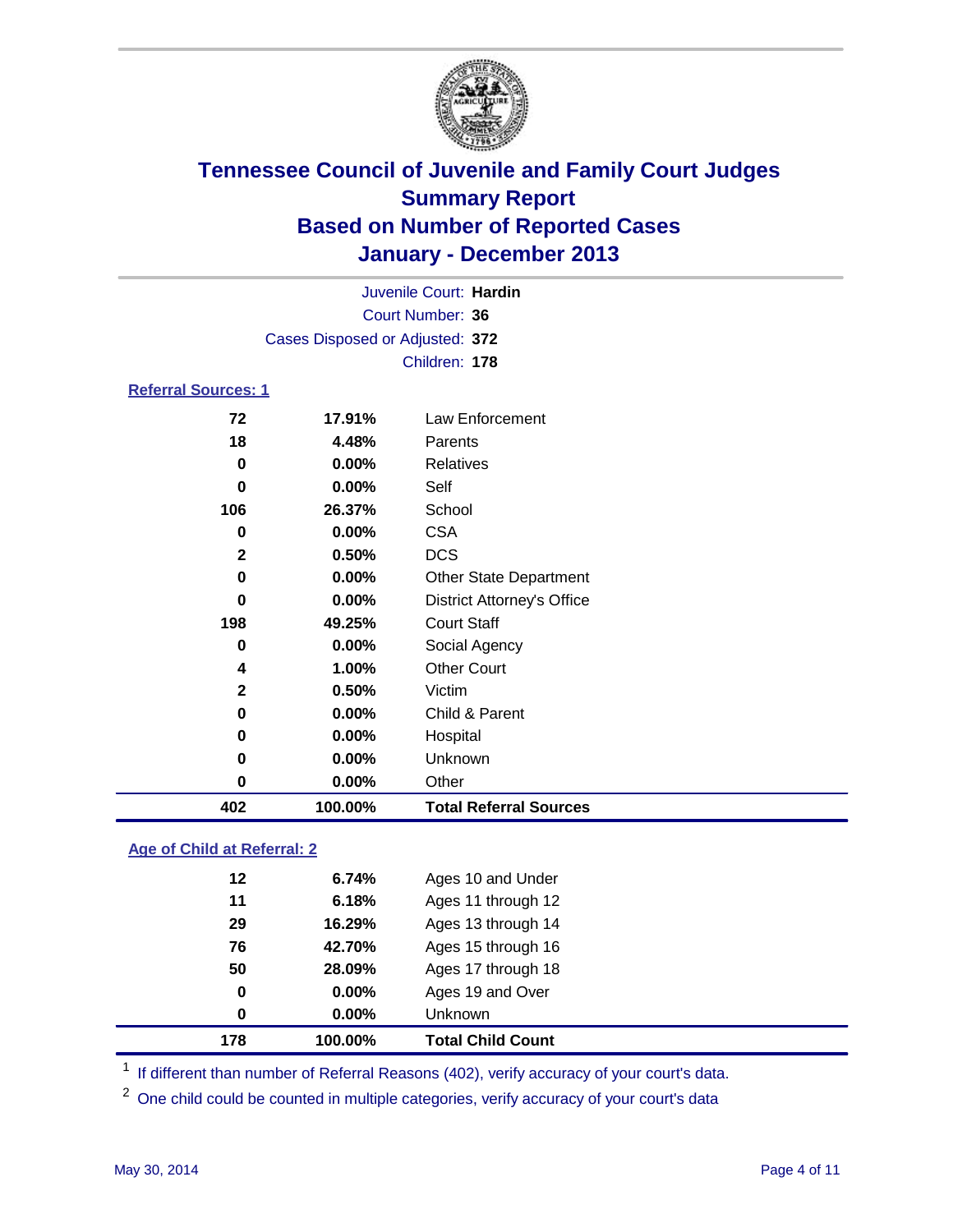# Tennessee Council of Juvenile and Family Court Judges
## Summary Report
## Based on Number of Reported Cases
## January - December 2013

Juvenile Court: **Hardin**
Court Number: **36**
Cases Disposed or Adjusted: **372**
Children: **178**

### Referral Sources: 1

| | | |
|---|---|---|
| 72 | 17.91% | Law Enforcement |
| 18 | 4.48% | Parents |
| 0 | 0.00% | Relatives |
| 0 | 0.00% | Self |
| 106 | 26.37% | School |
| 0 | 0.00% | CSA |
| 2 | 0.50% | DCS |
| 0 | 0.00% | Other State Department |
| 0 | 0.00% | District Attorney's Office |
| 198 | 49.25% | Court Staff |
| 0 | 0.00% | Social Agency |
| 4 | 1.00% | Other Court |
| 2 | 0.50% | Victim |
| 0 | 0.00% | Child & Parent |
| 0 | 0.00% | Hospital |
| 0 | 0.00% | Unknown |
| 0 | 0.00% | Other |
| **402** | **100.00%** | **Total Referral Sources** |

### Age of Child at Referral: 2

| | | |
|---|---|---|
| 12 | 6.74% | Ages 10 and Under |
| 11 | 6.18% | Ages 11 through 12 |
| 29 | 16.29% | Ages 13 through 14 |
| 76 | 42.70% | Ages 15 through 16 |
| 50 | 28.09% | Ages 17 through 18 |
| 0 | 0.00% | Ages 19 and Over |
| 0 | 0.00% | Unknown |
| **178** | **100.00%** | **Total Child Count** |

[1] If different than number of Referral Reasons (402), verify accuracy of your court's data.

[2] One child could be counted in multiple categories, verify accuracy of your court's data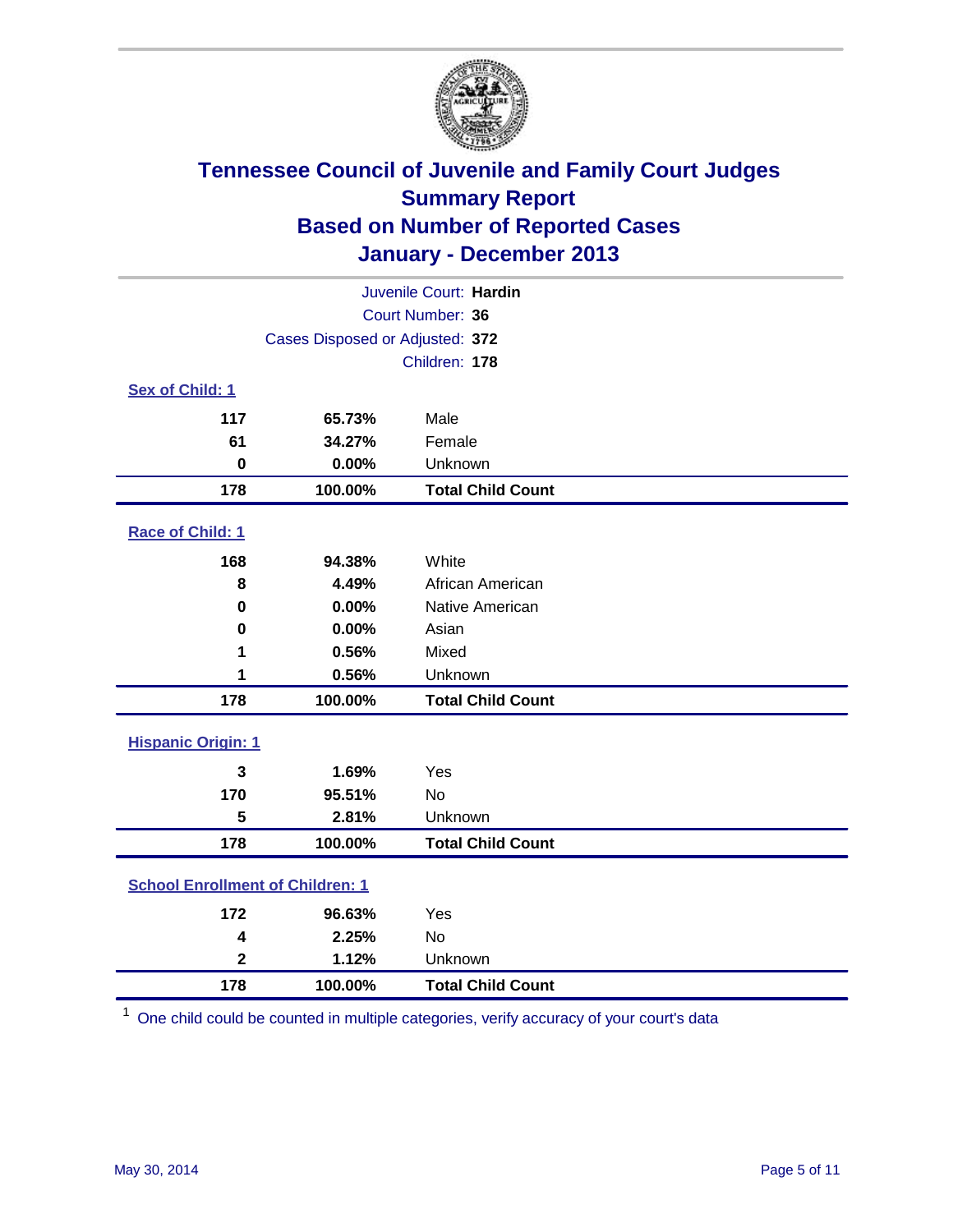# Tennessee Council of Juvenile and Family Court Judges
## Summary Report
## Based on Number of Reported Cases
## January - December 2013

Juvenile Court: **Hardin**
Court Number: **36**
Cases Disposed or Adjusted: **372**
Children: **178**

### Sex of Child: 1

| | | |
|---|---|---|
| **117** | **65.73%** | Male |
| **61** | **34.27%** | Female |
| **0** | **0.00%** | Unknown |
| **178** | **100.00%** | **Total Child Count** |

### Race of Child: 1

| | | |
|---|---|---|
| **168** | **94.38%** | White |
| **8** | **4.49%** | African American |
| **0** | **0.00%** | Native American |
| **0** | **0.00%** | Asian |
| **1** | **0.56%** | Mixed |
| **1** | **0.56%** | Unknown |
| **178** | **100.00%** | **Total Child Count** |

### Hispanic Origin: 1

| | | |
|---|---|---|
| **3** | **1.69%** | Yes |
| **170** | **95.51%** | No |
| **5** | **2.81%** | Unknown |
| **178** | **100.00%** | **Total Child Count** |

### School Enrollment of Children: 1

| | | |
|---|---|---|
| **172** | **96.63%** | Yes |
| **4** | **2.25%** | No |
| **2** | **1.12%** | Unknown |
| **178** | **100.00%** | **Total Child Count** |

[1] One child could be counted in multiple categories, verify accuracy of your court's data

May 30, 2014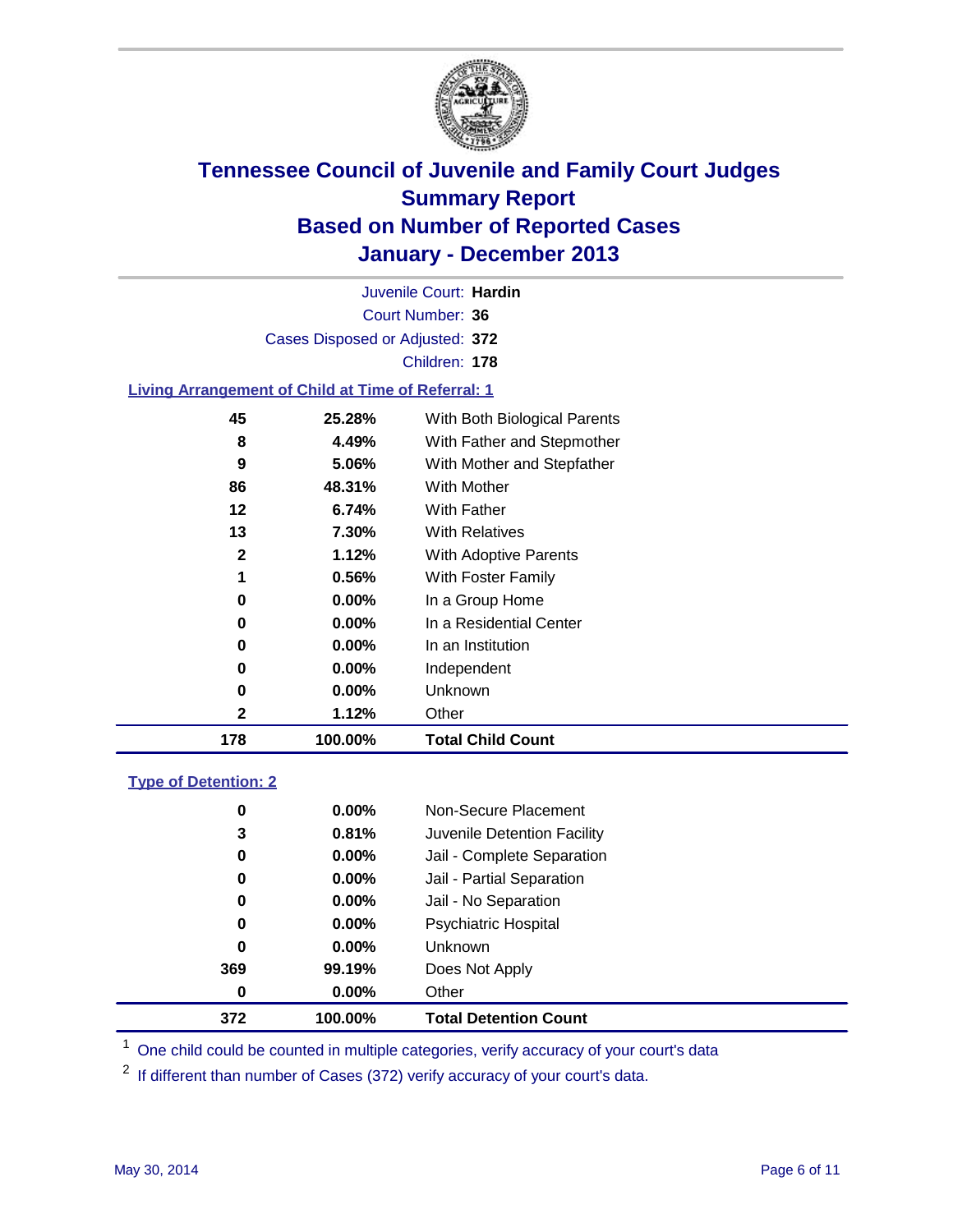# Tennessee Council of Juvenile and Family Court Judges
## Summary Report
## Based on Number of Reported Cases
## January - December 2013

Juvenile Court: **Hardin**
Court Number: **36**
Cases Disposed or Adjusted: **372**
Children: **178**

### Living Arrangement of Child at Time of Referral: 1

| Count | Percent | Living Arrangement |
|---|---|---|
| 45 | 25.28% | With Both Biological Parents |
| 8 | 4.49% | With Father and Stepmother |
| 9 | 5.06% | With Mother and Stepfather |
| 86 | 48.31% | With Mother |
| 12 | 6.74% | With Father |
| 13 | 7.30% | With Relatives |
| 2 | 1.12% | With Adoptive Parents |
| 1 | 0.56% | With Foster Family |
| 0 | 0.00% | In a Group Home |
| 0 | 0.00% | In a Residential Center |
| 0 | 0.00% | In an Institution |
| 0 | 0.00% | Independent |
| 0 | 0.00% | Unknown |
| 2 | 1.12% | Other |
| **178** | **100.00%** | **Total Child Count** |

### Type of Detention: 2

| Count | Percent | Type of Detention |
|---|---|---|
| 0 | 0.00% | Non-Secure Placement |
| 3 | 0.81% | Juvenile Detention Facility |
| 0 | 0.00% | Jail - Complete Separation |
| 0 | 0.00% | Jail - Partial Separation |
| 0 | 0.00% | Jail - No Separation |
| 0 | 0.00% | Psychiatric Hospital |
| 0 | 0.00% | Unknown |
| 369 | 99.19% | Does Not Apply |
| 0 | 0.00% | Other |
| **372** | **100.00%** | **Total Detention Count** |

[1] One child could be counted in multiple categories, verify accuracy of your court's data

[2] If different than number of Cases (372) verify accuracy of your court's data.

May 30, 2014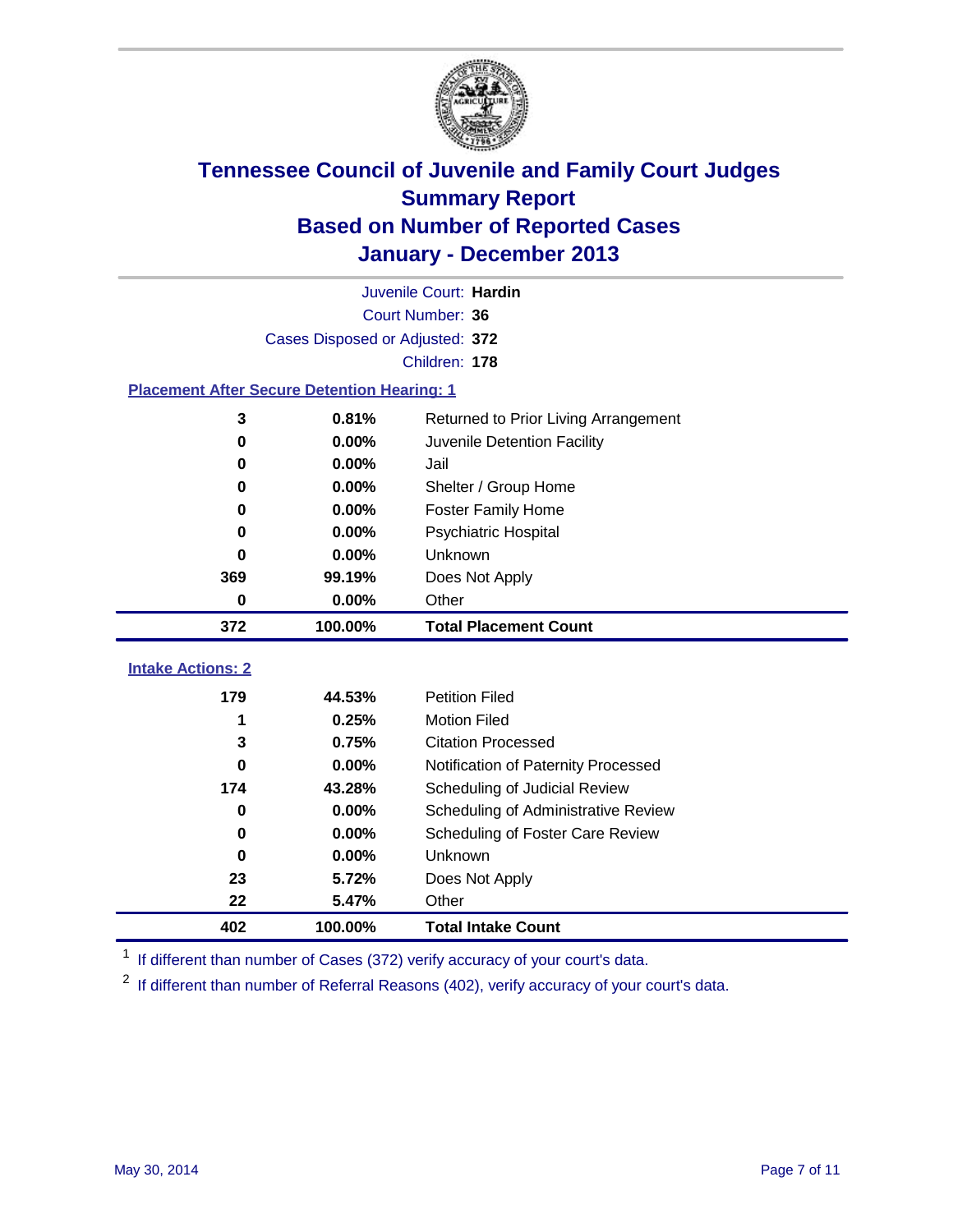# Tennessee Council of Juvenile and Family Court Judges
## Summary Report
## Based on Number of Reported Cases
## January - December 2013

Juvenile Court: **Hardin**

Court Number: **36**

Cases Disposed or Adjusted: **372**

Children: **178**

### Placement After Secure Detention Hearing: 1

| Count | Percent | Placement |
|---|---|---|
| 3 | 0.81% | Returned to Prior Living Arrangement |
| 0 | 0.00% | Juvenile Detention Facility |
| 0 | 0.00% | Jail |
| 0 | 0.00% | Shelter / Group Home |
| 0 | 0.00% | Foster Family Home |
| 0 | 0.00% | Psychiatric Hospital |
| 0 | 0.00% | Unknown |
| 369 | 99.19% | Does Not Apply |
| 0 | 0.00% | Other |
| **372** | **100.00%** | **Total Placement Count** |

### Intake Actions: 2

| Count | Percent | Intake Action |
|---|---|---|
| 179 | 44.53% | Petition Filed |
| 1 | 0.25% | Motion Filed |
| 3 | 0.75% | Citation Processed |
| 0 | 0.00% | Notification of Paternity Processed |
| 174 | 43.28% | Scheduling of Judicial Review |
| 0 | 0.00% | Scheduling of Administrative Review |
| 0 | 0.00% | Scheduling of Foster Care Review |
| 0 | 0.00% | Unknown |
| 23 | 5.72% | Does Not Apply |
| 22 | 5.47% | Other |
| **402** | **100.00%** | **Total Intake Count** |

[1] If different than number of Cases (372) verify accuracy of your court's data.

[2] If different than number of Referral Reasons (402), verify accuracy of your court's data.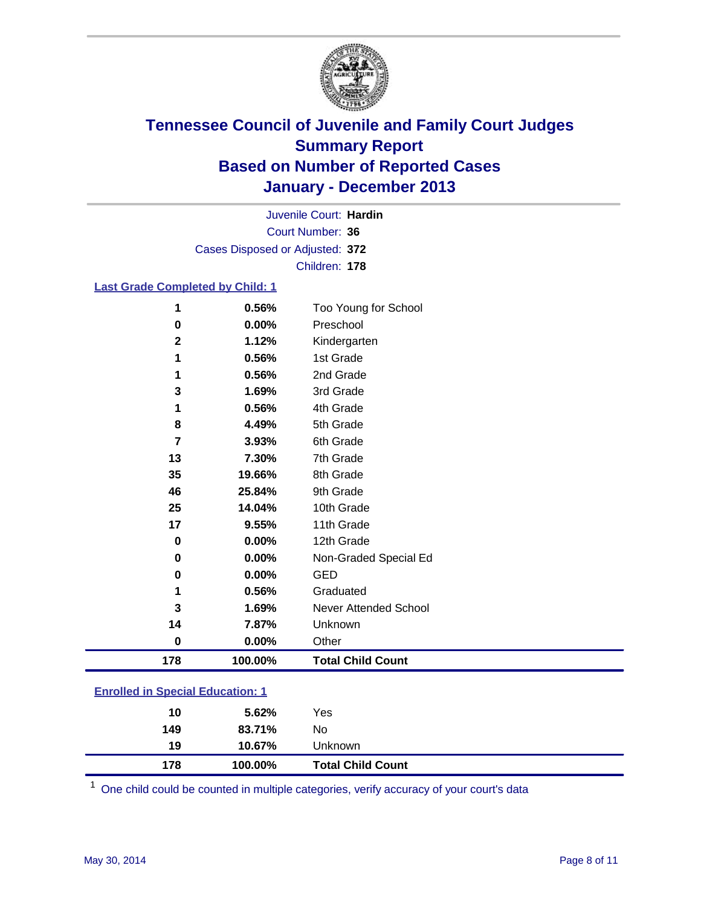# Tennessee Council of Juvenile and Family Court Judges
## Summary Report
## Based on Number of Reported Cases
## January - December 2013

Juvenile Court: **Hardin**
Court Number: **36**
Cases Disposed or Adjusted: **372**
Children: **178**

### Last Grade Completed by Child: 1

| Count | Percent | Category |
|---|---|---|
| 1 | 0.56% | Too Young for School |
| 0 | 0.00% | Preschool |
| 2 | 1.12% | Kindergarten |
| 1 | 0.56% | 1st Grade |
| 1 | 0.56% | 2nd Grade |
| 3 | 1.69% | 3rd Grade |
| 1 | 0.56% | 4th Grade |
| 8 | 4.49% | 5th Grade |
| 7 | 3.93% | 6th Grade |
| 13 | 7.30% | 7th Grade |
| 35 | 19.66% | 8th Grade |
| 46 | 25.84% | 9th Grade |
| 25 | 14.04% | 10th Grade |
| 17 | 9.55% | 11th Grade |
| 0 | 0.00% | 12th Grade |
| 0 | 0.00% | Non-Graded Special Ed |
| 0 | 0.00% | GED |
| 1 | 0.56% | Graduated |
| 3 | 1.69% | Never Attended School |
| 14 | 7.87% | Unknown |
| 0 | 0.00% | Other |
| **178** | **100.00%** | **Total Child Count** |

### Enrolled in Special Education: 1

| Count | Percent | Category |
|---|---|---|
| 10 | 5.62% | Yes |
| 149 | 83.71% | No |
| 19 | 10.67% | Unknown |
| **178** | **100.00%** | **Total Child Count** |

[1] One child could be counted in multiple categories, verify accuracy of your court's data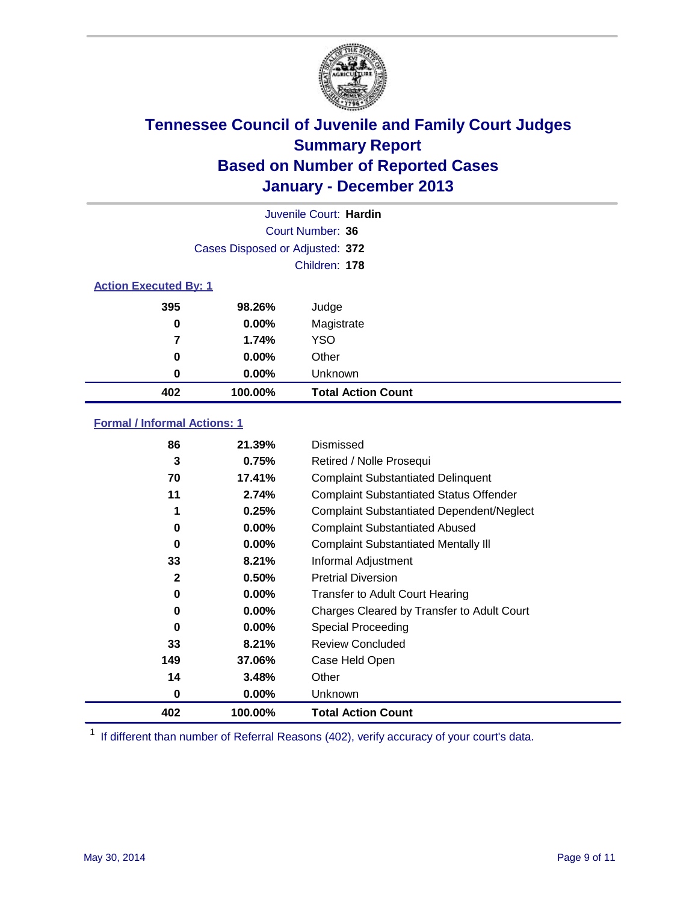# Tennessee Council of Juvenile and Family Court Judges
## Summary Report
## Based on Number of Reported Cases
## January - December 2013

Juvenile Court: **Hardin**
Court Number: **36**
Cases Disposed or Adjusted: **372**
Children: **178**

### Action Executed By: 1

| Count | Percent | Action |
|---|---|---|
| 395 | 98.26% | Judge |
| 0 | 0.00% | Magistrate |
| 7 | 1.74% | YSO |
| 0 | 0.00% | Other |
| 0 | 0.00% | Unknown |
| **402** | **100.00%** | **Total Action Count** |

### Formal / Informal Actions: 1

| Count | Percent | Action |
|---|---|---|
| 86 | 21.39% | Dismissed |
| 3 | 0.75% | Retired / Nolle Prosequi |
| 70 | 17.41% | Complaint Substantiated Delinquent |
| 11 | 2.74% | Complaint Substantiated Status Offender |
| 1 | 0.25% | Complaint Substantiated Dependent/Neglect |
| 0 | 0.00% | Complaint Substantiated Abused |
| 0 | 0.00% | Complaint Substantiated Mentally Ill |
| 33 | 8.21% | Informal Adjustment |
| 2 | 0.50% | Pretrial Diversion |
| 0 | 0.00% | Transfer to Adult Court Hearing |
| 0 | 0.00% | Charges Cleared by Transfer to Adult Court |
| 0 | 0.00% | Special Proceeding |
| 33 | 8.21% | Review Concluded |
| 149 | 37.06% | Case Held Open |
| 14 | 3.48% | Other |
| 0 | 0.00% | Unknown |
| **402** | **100.00%** | **Total Action Count** |

[1] If different than number of Referral Reasons (402), verify accuracy of your court's data.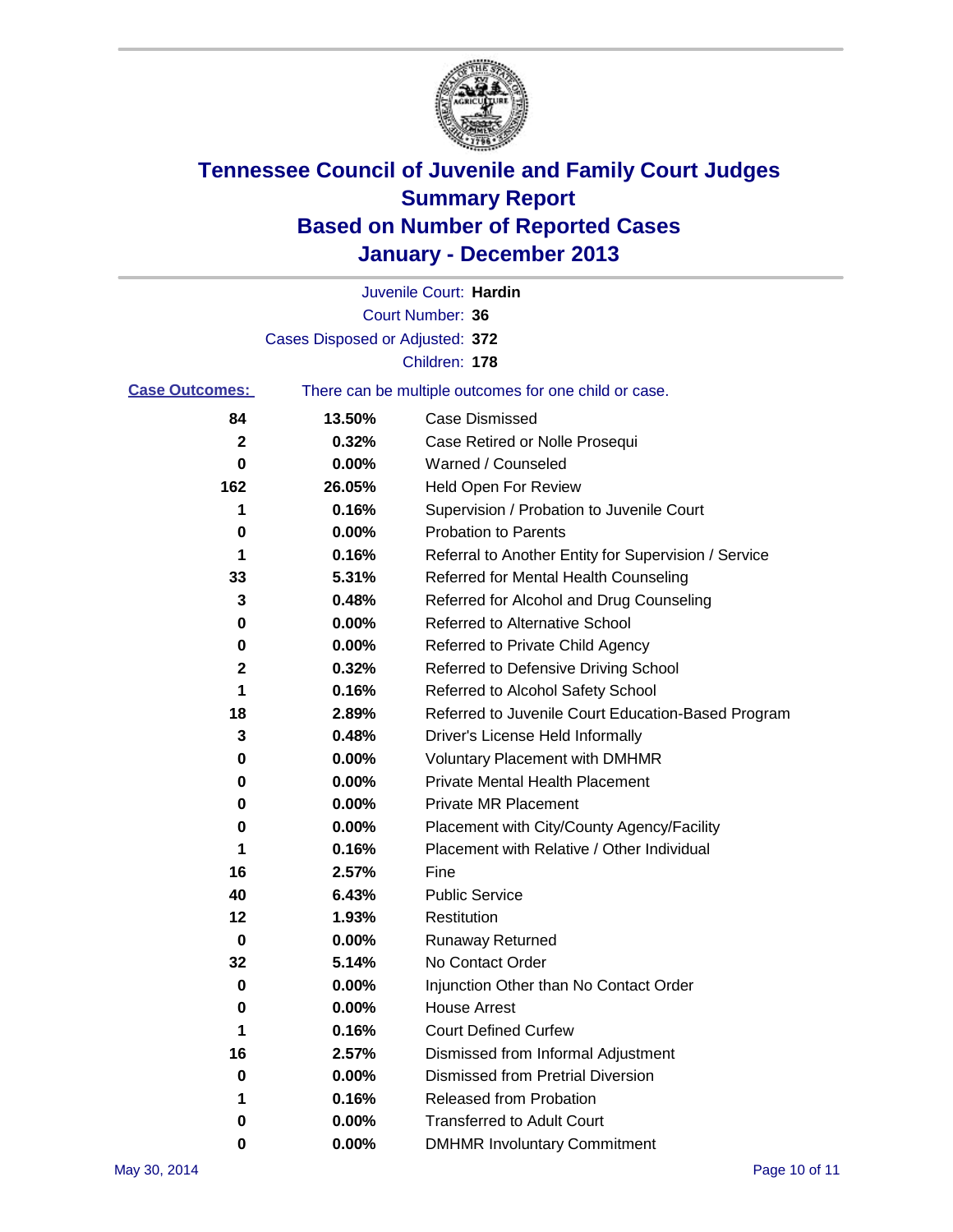# Tennessee Council of Juvenile and Family Court Judges
# Summary Report
# Based on Number of Reported Cases
# January - December 2013

Juvenile Court: **Hardin**

Court Number: **36**

Cases Disposed or Adjusted: **372**

Children: **178**

**Case Outcomes:** There can be multiple outcomes for one child or case.

| | | |
|---|---|---|
| 84 | 13.50% | Case Dismissed |
| 2 | 0.32% | Case Retired or Nolle Prosequi |
| 0 | 0.00% | Warned / Counseled |
| 162 | 26.05% | Held Open For Review |
| 1 | 0.16% | Supervision / Probation to Juvenile Court |
| 0 | 0.00% | Probation to Parents |
| 1 | 0.16% | Referral to Another Entity for Supervision / Service |
| 33 | 5.31% | Referred for Mental Health Counseling |
| 3 | 0.48% | Referred for Alcohol and Drug Counseling |
| 0 | 0.00% | Referred to Alternative School |
| 0 | 0.00% | Referred to Private Child Agency |
| 2 | 0.32% | Referred to Defensive Driving School |
| 1 | 0.16% | Referred to Alcohol Safety School |
| 18 | 2.89% | Referred to Juvenile Court Education-Based Program |
| 3 | 0.48% | Driver's License Held Informally |
| 0 | 0.00% | Voluntary Placement with DMHMR |
| 0 | 0.00% | Private Mental Health Placement |
| 0 | 0.00% | Private MR Placement |
| 0 | 0.00% | Placement with City/County Agency/Facility |
| 1 | 0.16% | Placement with Relative / Other Individual |
| 16 | 2.57% | Fine |
| 40 | 6.43% | Public Service |
| 12 | 1.93% | Restitution |
| 0 | 0.00% | Runaway Returned |
| 32 | 5.14% | No Contact Order |
| 0 | 0.00% | Injunction Other than No Contact Order |
| 0 | 0.00% | House Arrest |
| 1 | 0.16% | Court Defined Curfew |
| 16 | 2.57% | Dismissed from Informal Adjustment |
| 0 | 0.00% | Dismissed from Pretrial Diversion |
| 1 | 0.16% | Released from Probation |
| 0 | 0.00% | Transferred to Adult Court |
| 0 | 0.00% | DMHMR Involuntary Commitment |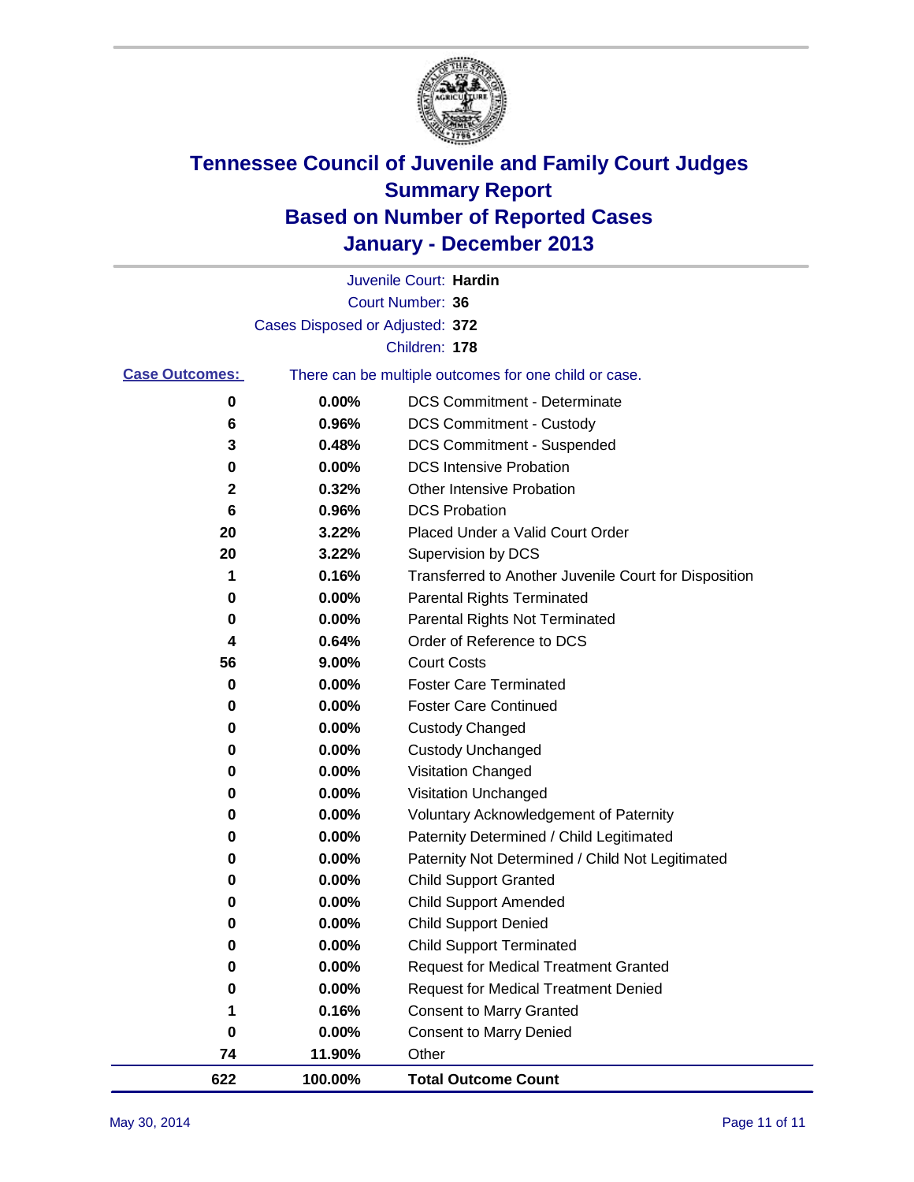# Tennessee Council of Juvenile and Family Court Judges
## Summary Report
## Based on Number of Reported Cases
## January - December 2013

Juvenile Court: **Hardin**
Court Number: **36**
Cases Disposed or Adjusted: **372**
Children: **178**

**Case Outcomes:** There can be multiple outcomes for one child or case.

| | | |
|---|---|---|
| 0 | 0.00% | DCS Commitment - Determinate |
| 6 | 0.96% | DCS Commitment - Custody |
| 3 | 0.48% | DCS Commitment - Suspended |
| 0 | 0.00% | DCS Intensive Probation |
| 2 | 0.32% | Other Intensive Probation |
| 6 | 0.96% | DCS Probation |
| 20 | 3.22% | Placed Under a Valid Court Order |
| 20 | 3.22% | Supervision by DCS |
| 1 | 0.16% | Transferred to Another Juvenile Court for Disposition |
| 0 | 0.00% | Parental Rights Terminated |
| 0 | 0.00% | Parental Rights Not Terminated |
| 4 | 0.64% | Order of Reference to DCS |
| 56 | 9.00% | Court Costs |
| 0 | 0.00% | Foster Care Terminated |
| 0 | 0.00% | Foster Care Continued |
| 0 | 0.00% | Custody Changed |
| 0 | 0.00% | Custody Unchanged |
| 0 | 0.00% | Visitation Changed |
| 0 | 0.00% | Visitation Unchanged |
| 0 | 0.00% | Voluntary Acknowledgement of Paternity |
| 0 | 0.00% | Paternity Determined / Child Legitimated |
| 0 | 0.00% | Paternity Not Determined / Child Not Legitimated |
| 0 | 0.00% | Child Support Granted |
| 0 | 0.00% | Child Support Amended |
| 0 | 0.00% | Child Support Denied |
| 0 | 0.00% | Child Support Terminated |
| 0 | 0.00% | Request for Medical Treatment Granted |
| 0 | 0.00% | Request for Medical Treatment Denied |
| 1 | 0.16% | Consent to Marry Granted |
| 0 | 0.00% | Consent to Marry Denied |
| 74 | 11.90% | Other |
| **622** | **100.00%** | **Total Outcome Count** |